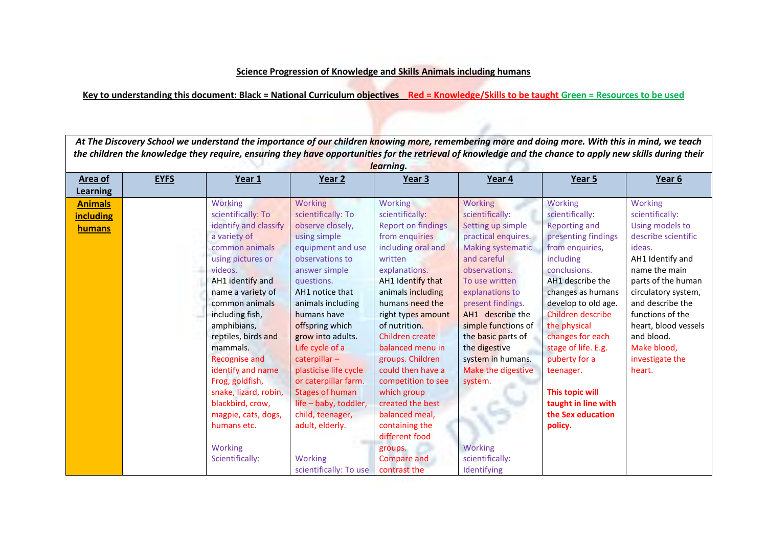**Science Progression of Knowledge and Skills Animals including humans**

**Key to understanding this document: Black = National Curriculum objectives   Red = Knowledge/Skills to be taught Green = Resources to be used**

| *At The Discovery School we understand the importance of our children knowing more, remembering more and doing more. With this in mind, we teach the children the knowledge they require, ensuring they have opportunities for the retrieval of knowledge and the chance to apply new skills during their learning.* | | | | | | | |
|---|---|---|---|---|---|---|---|
| **Area of Learning** | **EYFS** | **Year 1** | **Year 2** | **Year 3** | **Year 4** | **Year 5** | **Year 6** |
| **Animals including humans** | | Working scientifically: To identify and classify a variety of common animals using pictures or videos. AH1 identify and name a variety of common animals including fish, amphibians, reptiles, birds and mammals. Recognise and identify and name Frog, goldfish, snake, lizard, robin, blackbird, crow, magpie, cats, dogs, humans etc. Working Scientifically: | Working scientifically: To observe closely, using simple equipment and use observations to answer simple questions. AH1 notice that animals including humans have offspring which grow into adults. Life cycle of a caterpillar – plasticise life cycle or caterpillar farm. Stages of human life – baby, toddler, child, teenager, adult, elderly. Working scientifically: To use | Working scientifically: Report on findings from enquiries including oral and written explanations. AH1 Identify that animals including humans need the right types amount of nutrition. Children create balanced menu in groups. Children could then have a competition to see which group created the best balanced meal, containing the different food groups. Compare and contrast the | Working scientifically: Setting up simple practical enquires. Making systematic and careful observations. To use written explanations to present findings. AH1 describe the simple functions of the basic parts of the digestive system in humans. Make the digestive system. Working scientifically: Identifying | Working scientifically: Reporting and presenting findings from enquiries, including conclusions. AH1 describe the changes as humans develop to old age. Children describe the physical changes for each stage of life. E.g. puberty for a teenager. **This topic will taught in line with the Sex education policy.** | Working scientifically: Using models to describe scientific ideas. AH1 Identify and name the main parts of the human circulatory system, and describe the functions of the heart, blood vessels and blood. Make blood, investigate the heart. |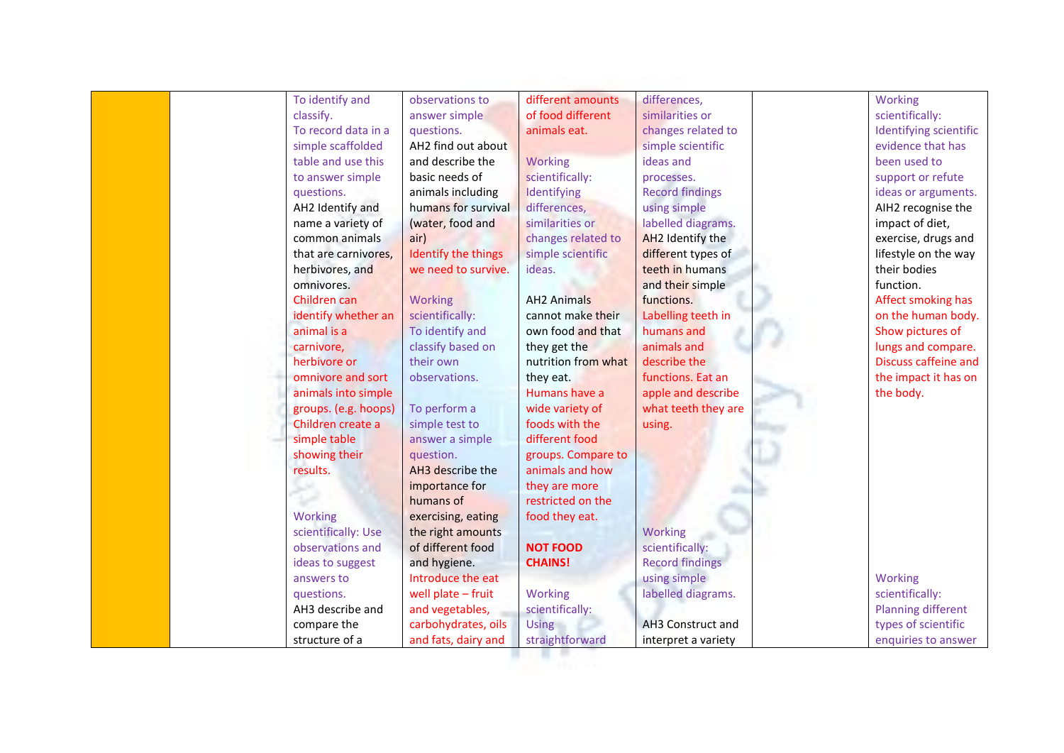|  |  |  |  |  |  |  |  |
|---|---|---|---|---|---|---|---|
|  |  | To identify and classify.<br>To record data in a simple scaffolded table and use this to answer simple questions.<br>AH2 Identify and name a variety of common animals that are carnivores, herbivores, and omnivores.<br>Children can identify whether an animal is a carnivore, herbivore or omnivore and sort animals into simple groups. (e.g. hoops) Children create a simple table showing their results.<br><br>Working scientifically: Use observations and ideas to suggest answers to questions.<br>AH3 describe and compare the structure of a | observations to answer simple questions.<br>AH2 find out about and describe the basic needs of animals including humans for survival (water, food and air)<br>Identify the things we need to survive.<br><br>Working scientifically: To identify and classify based on their own observations.<br><br>To perform a simple test to answer a simple question.<br>AH3 describe the importance for humans of exercising, eating the right amounts of different food and hygiene.<br>Introduce the eat well plate – fruit and vegetables, carbohydrates, oils and fats, dairy and | different amounts of food different animals eat.<br><br>Working scientifically: Identifying differences, similarities or changes related to simple scientific ideas.<br><br>AH2 Animals cannot make their own food and that they get the nutrition from what they eat.<br>Humans have a wide variety of foods with the different food groups. Compare to animals and how they are more restricted on the food they eat.<br><br>**NOT FOOD CHAINS!**<br><br>Working scientifically: Using straightforward | differences, similarities or changes related to simple scientific ideas and processes.<br>Record findings using simple labelled diagrams.<br>AH2 Identify the different types of teeth in humans and their simple functions.<br>Labelling teeth in humans and animals and describe the functions. Eat an apple and describe what teeth they are using.<br><br>Working scientifically: Record findings using simple labelled diagrams.<br><br>AH3 Construct and interpret a variety |  | Working scientifically: Identifying scientific evidence that has been used to support or refute ideas or arguments.<br>AIH2 recognise the impact of diet, exercise, drugs and lifestyle on the way their bodies function.<br>Affect smoking has on the human body. Show pictures of lungs and compare. Discuss caffeine and the impact it has on the body.<br><br>Working scientifically: Planning different types of scientific enquiries to answer |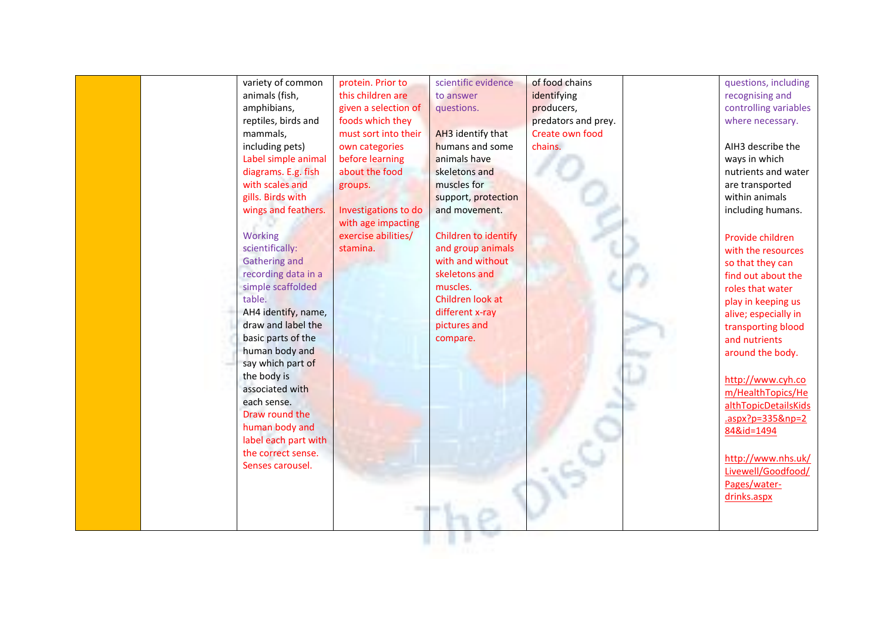| | | | | | | | |
|---|---|---|---|---|---|---|---|
| | | variety of common animals (fish, amphibians, reptiles, birds and mammals, including pets) Label simple animal diagrams. E.g. fish with scales and gills. Birds with wings and feathers.<br><br>Working scientifically: Gathering and recording data in a simple scaffolded table.<br>AH4 identify, name, draw and label the basic parts of the human body and say which part of the body is associated with each sense.<br>Draw round the human body and label each part with the correct sense. Senses carousel. | protein. Prior to this children are given a selection of foods which they must sort into their own categories before learning about the food groups.<br><br>Investigations to do with age impacting exercise abilities/ stamina. | scientific evidence to answer questions.<br><br>AH3 identify that humans and some animals have skeletons and muscles for support, protection and movement.<br><br>Children to identify and group animals with and without skeletons and muscles.<br>Children look at different x-ray pictures and compare. | of food chains identifying producers, predators and prey. Create own food chains. | | questions, including recognising and controlling variables where necessary.<br><br>AIH3 describe the ways in which nutrients and water are transported within animals including humans.<br><br>Provide children with the resources so that they can find out about the roles that water play in keeping us alive; especially in transporting blood and nutrients around the body.<br><br>http://www.cyh.com/HealthTopics/HealthTopicDetailsKids.aspx?p=335&np=284&id=1494<br><br>http://www.nhs.uk/Livewell/Goodfood/Pages/water-drinks.aspx |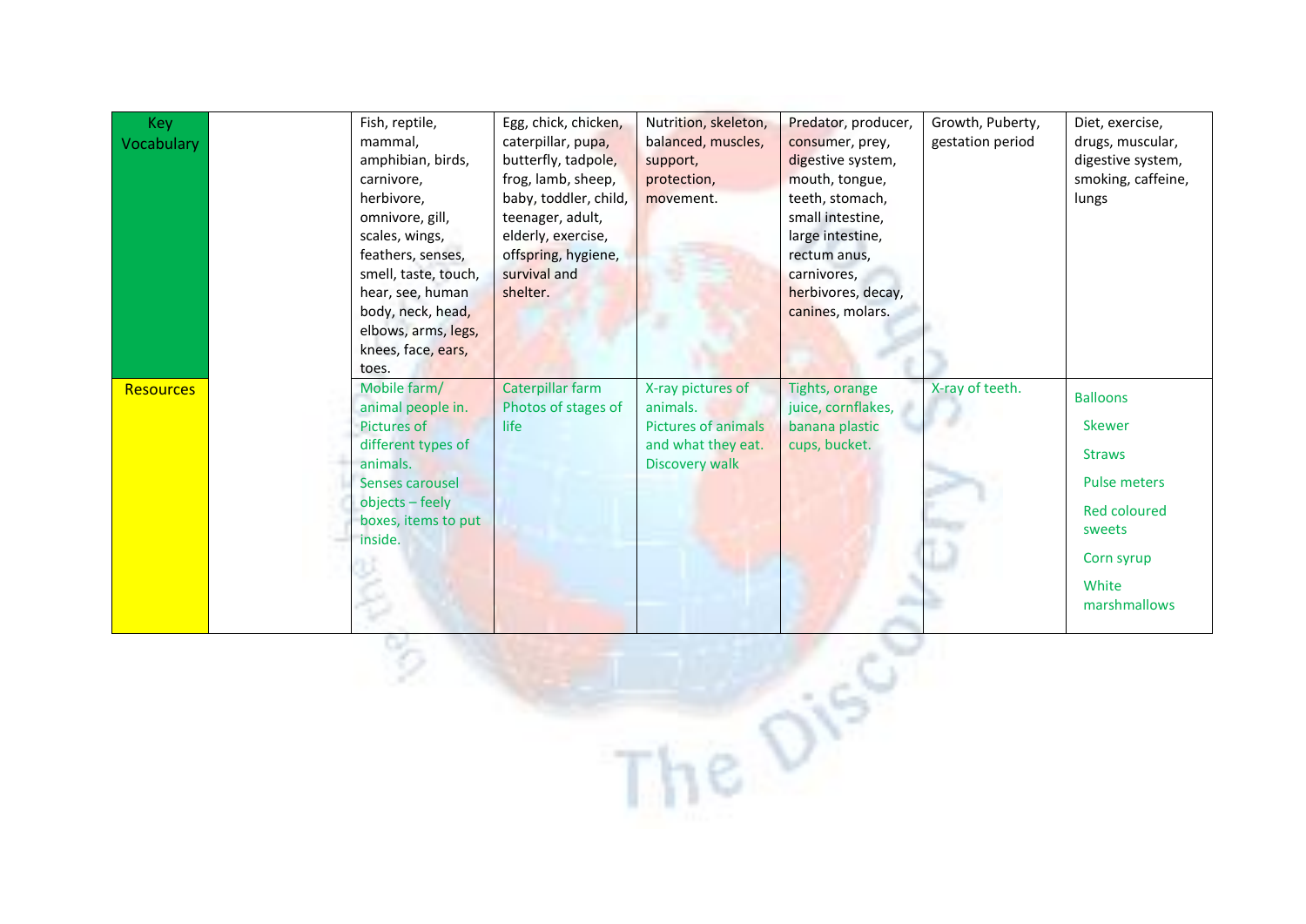| | | | | | | | |
|---|---|---|---|---|---|---|---|
| Key Vocabulary | | Fish, reptile, mammal, amphibian, birds, carnivore, herbivore, omnivore, gill, scales, wings, feathers, senses, smell, taste, touch, hear, see, human body, neck, head, elbows, arms, legs, knees, face, ears, toes. | Egg, chick, chicken, caterpillar, pupa, butterfly, tadpole, frog, lamb, sheep, baby, toddler, child, teenager, adult, elderly, exercise, offspring, hygiene, survival and shelter. | Nutrition, skeleton, balanced, muscles, support, protection, movement. | Predator, producer, consumer, prey, digestive system, mouth, tongue, teeth, stomach, small intestine, large intestine, rectum anus, carnivores, herbivores, decay, canines, molars. | Growth, Puberty, gestation period | Diet, exercise, drugs, muscular, digestive system, smoking, caffeine, lungs |
| Resources | | Mobile farm/ animal people in. Pictures of different types of animals. Senses carousel objects – feely boxes, items to put inside. | Caterpillar farm Photos of stages of life | X-ray pictures of animals. Pictures of animals and what they eat. Discovery walk | Tights, orange juice, cornflakes, banana plastic cups, bucket. | X-ray of teeth. | Balloons<br>Skewer<br>Straws<br>Pulse meters<br>Red coloured sweets<br>Corn syrup<br>White marshmallows |